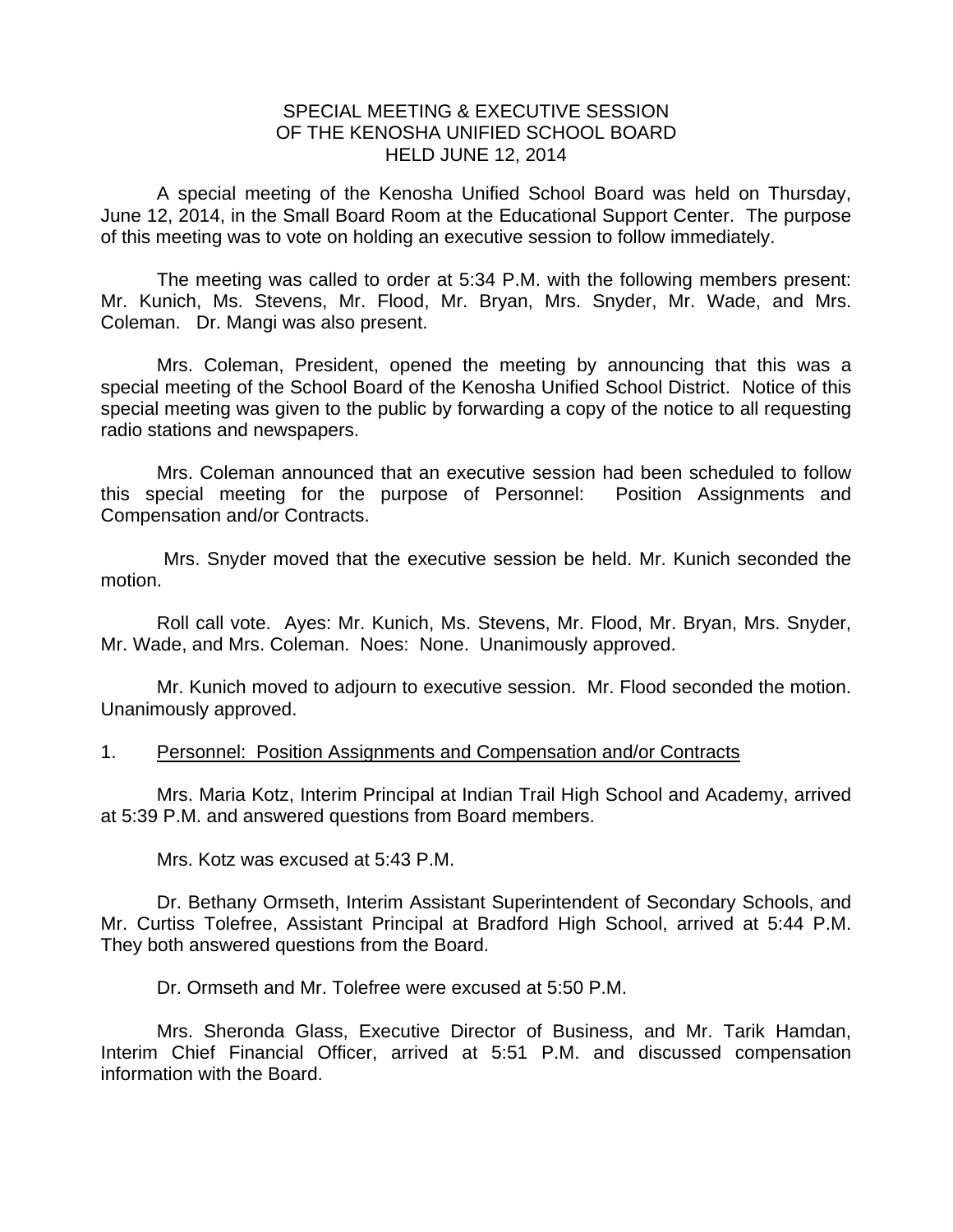# SPECIAL MEETING & EXECUTIVE SESSION
# OF THE KENOSHA UNIFIED SCHOOL BOARD
# HELD JUNE 12, 2014

A special meeting of the Kenosha Unified School Board was held on Thursday, June 12, 2014, in the Small Board Room at the Educational Support Center. The purpose of this meeting was to vote on holding an executive session to follow immediately.

The meeting was called to order at 5:34 P.M. with the following members present: Mr. Kunich, Ms. Stevens, Mr. Flood, Mr. Bryan, Mrs. Snyder, Mr. Wade, and Mrs. Coleman. Dr. Mangi was also present.

Mrs. Coleman, President, opened the meeting by announcing that this was a special meeting of the School Board of the Kenosha Unified School District. Notice of this special meeting was given to the public by forwarding a copy of the notice to all requesting radio stations and newspapers.

Mrs. Coleman announced that an executive session had been scheduled to follow this special meeting for the purpose of Personnel: Position Assignments and Compensation and/or Contracts.

Mrs. Snyder moved that the executive session be held. Mr. Kunich seconded the motion.

Roll call vote. Ayes: Mr. Kunich, Ms. Stevens, Mr. Flood, Mr. Bryan, Mrs. Snyder, Mr. Wade, and Mrs. Coleman. Noes: None. Unanimously approved.

Mr. Kunich moved to adjourn to executive session. Mr. Flood seconded the motion. Unanimously approved.

1. Personnel: Position Assignments and Compensation and/or Contracts

Mrs. Maria Kotz, Interim Principal at Indian Trail High School and Academy, arrived at 5:39 P.M. and answered questions from Board members.

Mrs. Kotz was excused at 5:43 P.M.

Dr. Bethany Ormseth, Interim Assistant Superintendent of Secondary Schools, and Mr. Curtiss Tolefree, Assistant Principal at Bradford High School, arrived at 5:44 P.M. They both answered questions from the Board.

Dr. Ormseth and Mr. Tolefree were excused at 5:50 P.M.

Mrs. Sheronda Glass, Executive Director of Business, and Mr. Tarik Hamdan, Interim Chief Financial Officer, arrived at 5:51 P.M. and discussed compensation information with the Board.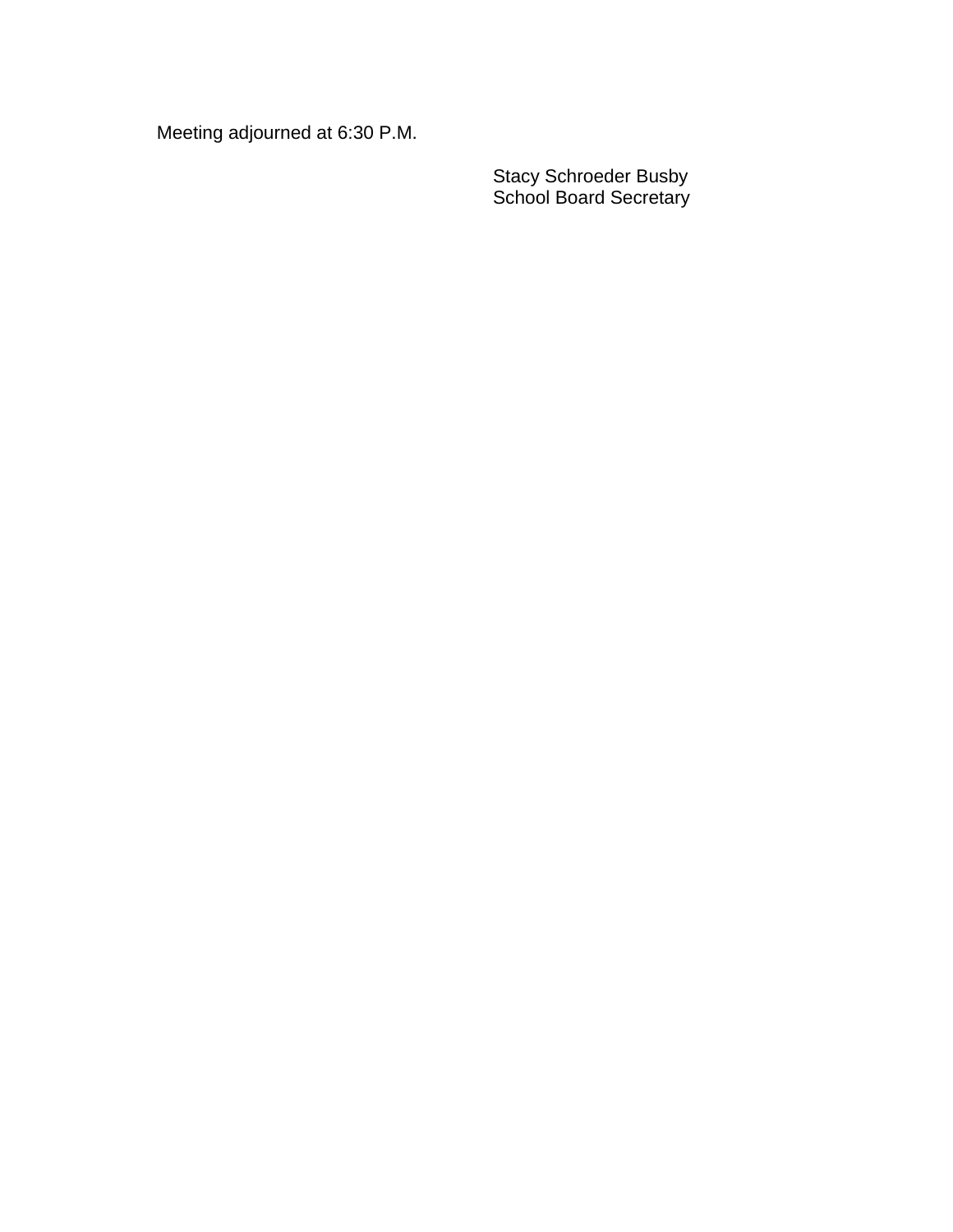Meeting adjourned at 6:30 P.M.

Stacy Schroeder Busby
School Board Secretary